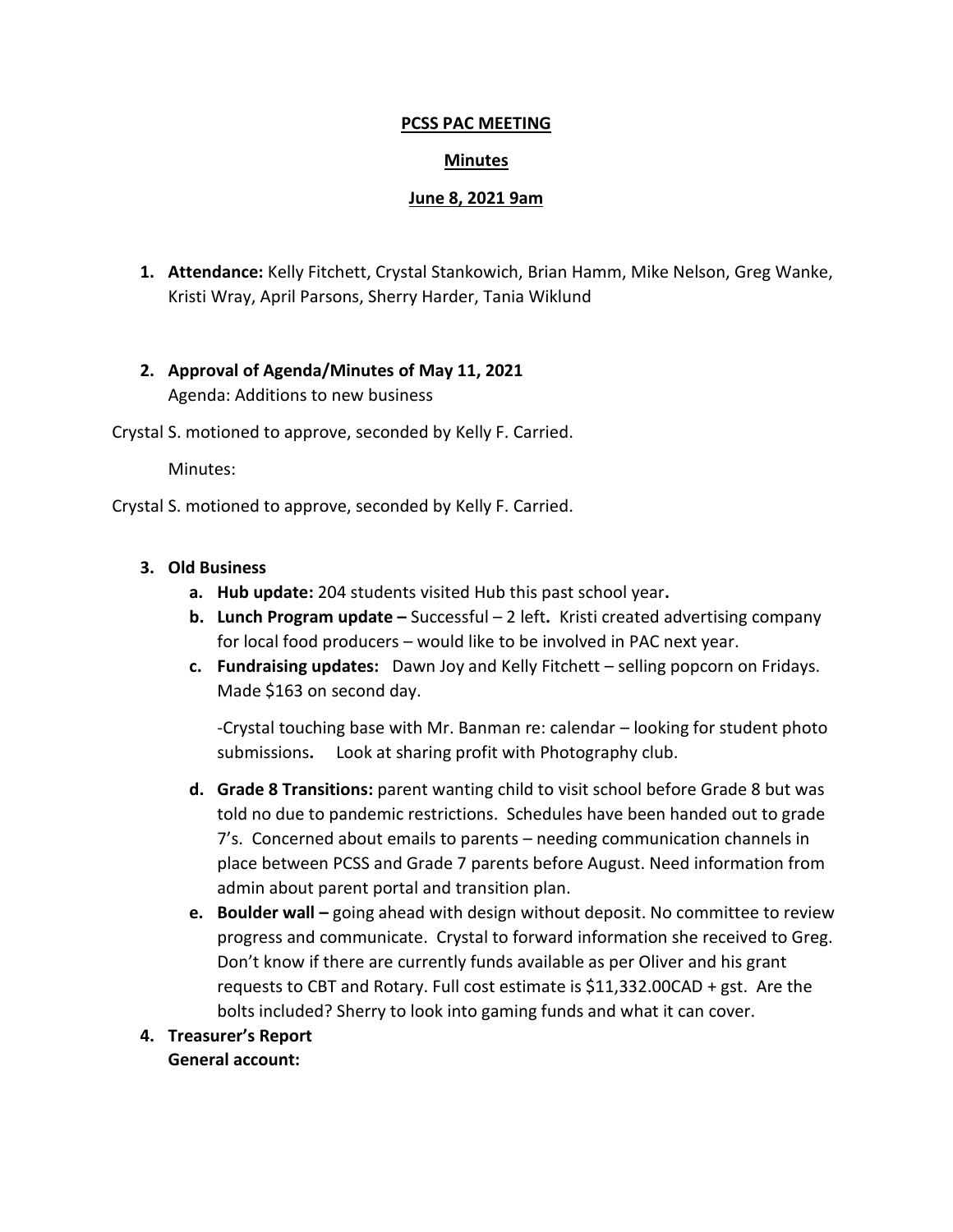**PCSS PAC MEETING**

**Minutes**

**June 8, 2021 9am**

1. **Attendance:** Kelly Fitchett, Crystal Stankowich, Brian Hamm, Mike Nelson, Greg Wanke, Kristi Wray, April Parsons, Sherry Harder, Tania Wiklund

2. **Approval of Agenda/Minutes of May 11, 2021**
   Agenda: Additions to new business

Crystal S. motioned to approve, seconded by Kelly F. Carried.

   Minutes:

Crystal S. motioned to approve, seconded by Kelly F. Carried.

3. **Old Business**
   a. **Hub update:** 204 students visited Hub this past school year**.**
   b. **Lunch Program update –** Successful – 2 left**.** Kristi created advertising company for local food producers – would like to be involved in PAC next year.
   c. **Fundraising updates:** Dawn Joy and Kelly Fitchett – selling popcorn on Fridays. Made $163 on second day.

      -Crystal touching base with Mr. Banman re: calendar – looking for student photo submissions**.** Look at sharing profit with Photography club.

   d. **Grade 8 Transitions:** parent wanting child to visit school before Grade 8 but was told no due to pandemic restrictions. Schedules have been handed out to grade 7's. Concerned about emails to parents – needing communication channels in place between PCSS and Grade 7 parents before August. Need information from admin about parent portal and transition plan.
   e. **Boulder wall –** going ahead with design without deposit. No committee to review progress and communicate. Crystal to forward information she received to Greg. Don't know if there are currently funds available as per Oliver and his grant requests to CBT and Rotary. Full cost estimate is $11,332.00CAD + gst. Are the bolts included? Sherry to look into gaming funds and what it can cover.

4. **Treasurer's Report**
   **General account:**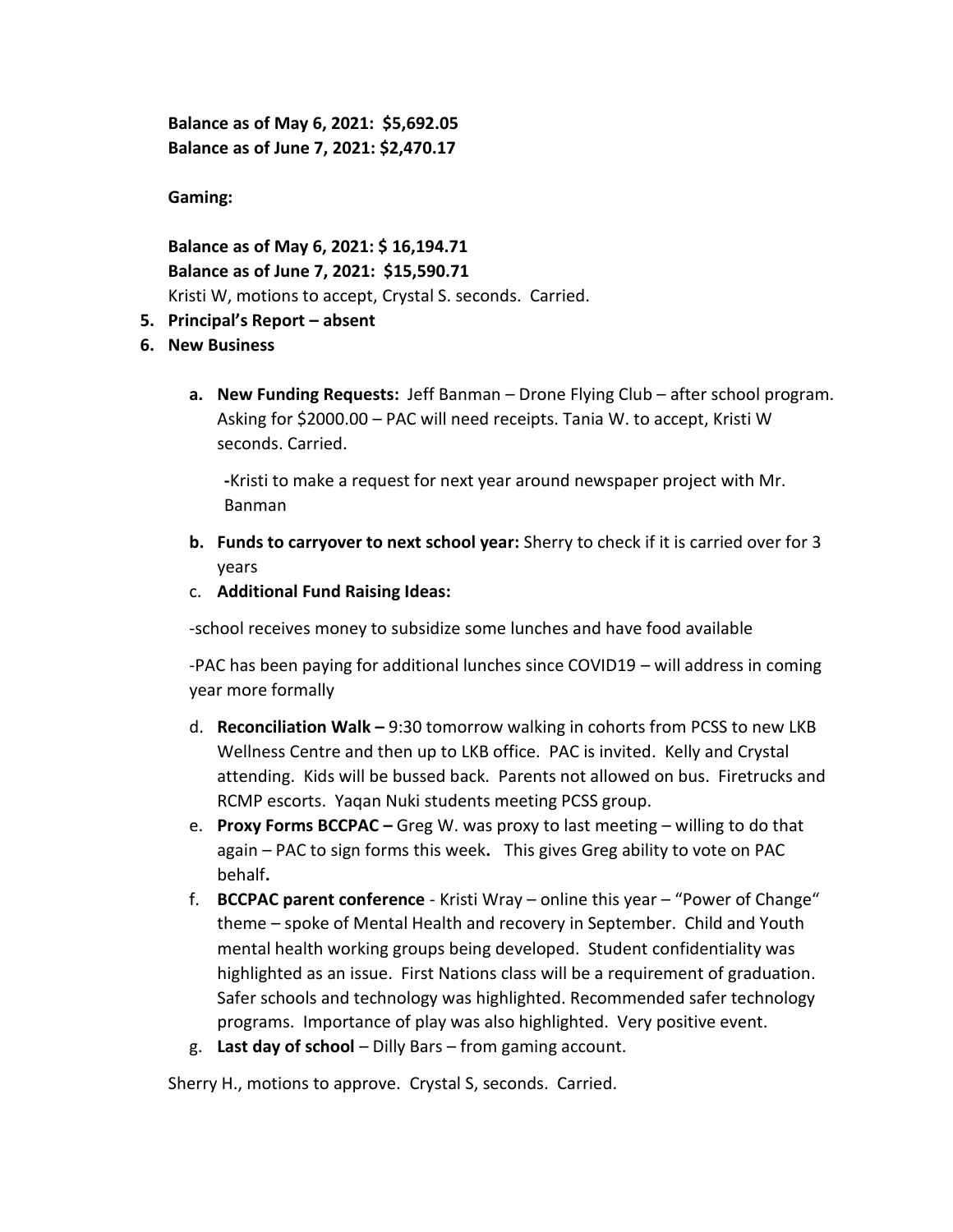**Balance as of May 6, 2021: $5,692.05**
**Balance as of June 7, 2021: $2,470.17**

**Gaming:**

**Balance as of May 6, 2021: $ 16,194.71**
**Balance as of June 7, 2021: $15,590.71**
Kristi W, motions to accept, Crystal S. seconds. Carried.

5. **Principal's Report – absent**
6. **New Business**

   a. **New Funding Requests:** Jeff Banman – Drone Flying Club – after school program. Asking for $2000.00 – PAC will need receipts. Tania W. to accept, Kristi W seconds. Carried.

      **-**Kristi to make a request for next year around newspaper project with Mr. Banman

   b. **Funds to carryover to next school year:** Sherry to check if it is carried over for 3 years

   c. **Additional Fund Raising Ideas:**

   -school receives money to subsidize some lunches and have food available

   -PAC has been paying for additional lunches since COVID19 – will address in coming year more formally

   d. **Reconciliation Walk –** 9:30 tomorrow walking in cohorts from PCSS to new LKB Wellness Centre and then up to LKB office. PAC is invited. Kelly and Crystal attending. Kids will be bussed back. Parents not allowed on bus. Firetrucks and RCMP escorts. Yaqan Nuki students meeting PCSS group.

   e. **Proxy Forms BCCPAC –** Greg W. was proxy to last meeting – willing to do that again – PAC to sign forms this week**.** This gives Greg ability to vote on PAC behalf**.**

   f. **BCCPAC parent conference** - Kristi Wray – online this year – "Power of Change" theme – spoke of Mental Health and recovery in September. Child and Youth mental health working groups being developed. Student confidentiality was highlighted as an issue. First Nations class will be a requirement of graduation. Safer schools and technology was highlighted. Recommended safer technology programs. Importance of play was also highlighted. Very positive event.

   g. **Last day of school** – Dilly Bars – from gaming account.

Sherry H., motions to approve. Crystal S, seconds. Carried.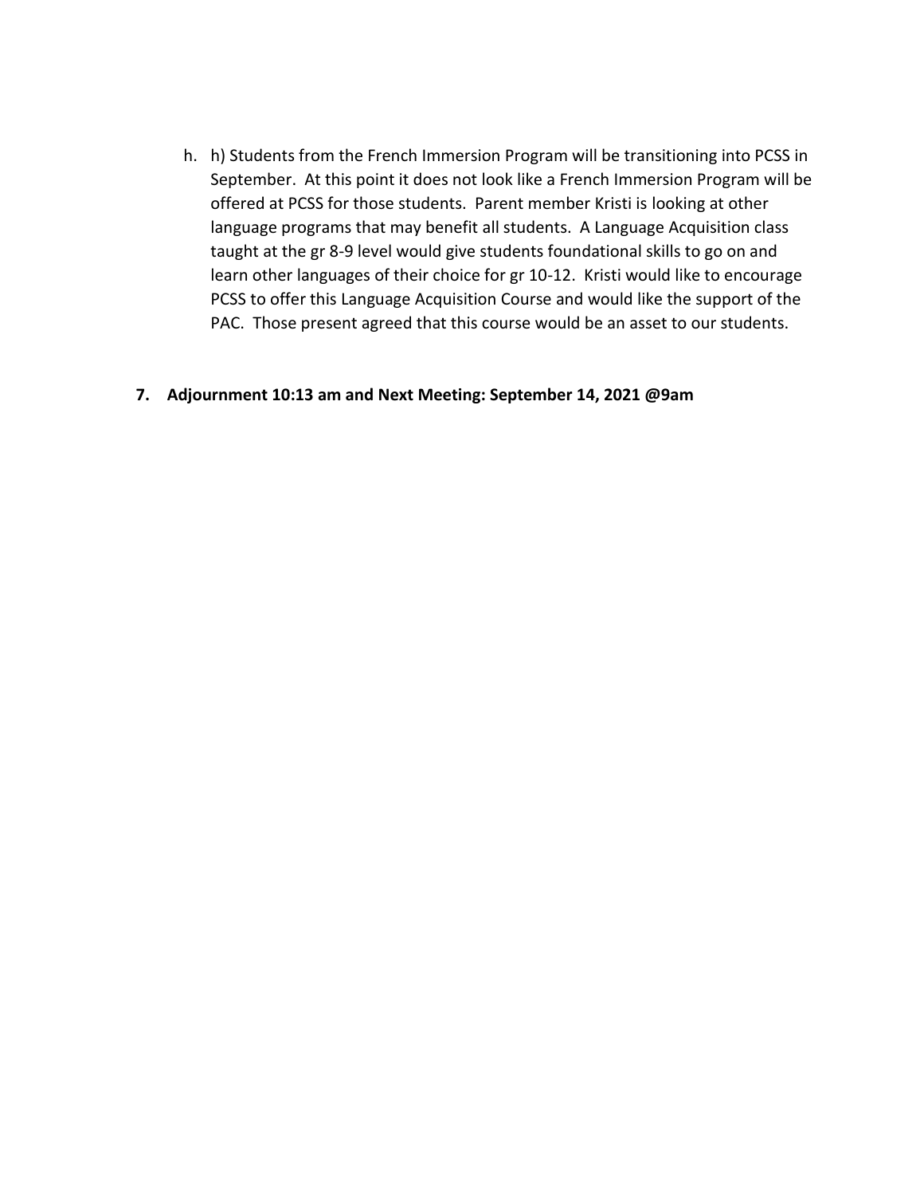h. h) Students from the French Immersion Program will be transitioning into PCSS in September. At this point it does not look like a French Immersion Program will be offered at PCSS for those students. Parent member Kristi is looking at other language programs that may benefit all students. A Language Acquisition class taught at the gr 8-9 level would give students foundational skills to go on and learn other languages of their choice for gr 10-12. Kristi would like to encourage PCSS to offer this Language Acquisition Course and would like the support of the PAC. Those present agreed that this course would be an asset to our students.

**7. Adjournment 10:13 am and Next Meeting: September 14, 2021 @9am**